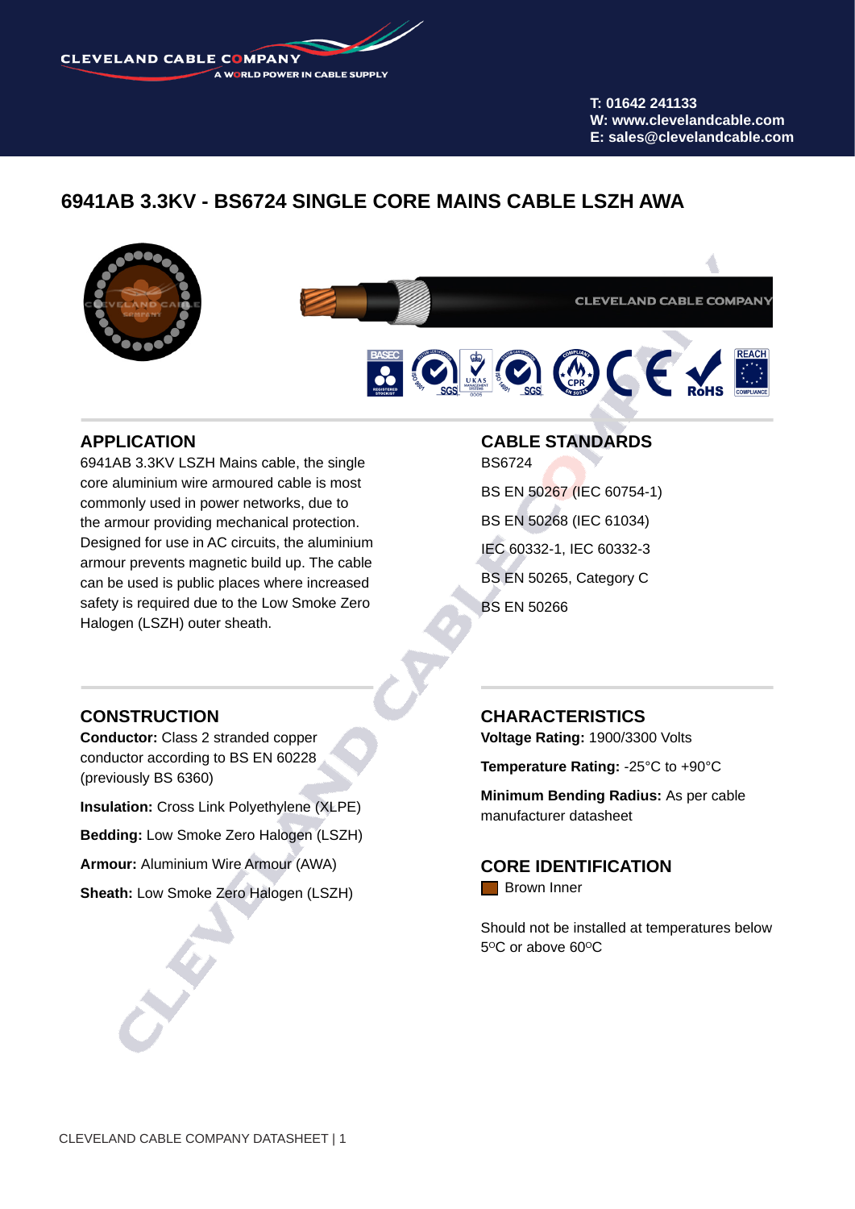CLEVELAND CABLE COMPANY
A WORLD POWER IN CABLE SUPPLY

T: 01642 241133
W: www.clevelandcable.com
E: sales@clevelandcable.com

# 6941AB 3.3KV - BS6724 SINGLE CORE MAINS CABLE LSZH AWA

## APPLICATION

6941AB 3.3KV LSZH Mains cable, the single core aluminium wire armoured cable is most commonly used in power networks, due to the armour providing mechanical protection. Designed for use in AC circuits, the aluminium armour prevents magnetic build up. The cable can be used is public places where increased safety is required due to the Low Smoke Zero Halogen (LSZH) outer sheath.

## CABLE STANDARDS

BS6724

BS EN 50267 (IEC 60754-1)

BS EN 50268 (IEC 61034)

IEC 60332-1, IEC 60332-3

BS EN 50265, Category C

BS EN 50266

## CONSTRUCTION

**Conductor:** Class 2 stranded copper conductor according to BS EN 60228 (previously BS 6360)

**Insulation:** Cross Link Polyethylene (XLPE)

**Bedding:** Low Smoke Zero Halogen (LSZH)

**Armour:** Aluminium Wire Armour (AWA)

**Sheath:** Low Smoke Zero Halogen (LSZH)

## CHARACTERISTICS

**Voltage Rating:** 1900/3300 Volts

**Temperature Rating:** -25°C to +90°C

**Minimum Bending Radius:** As per cable manufacturer datasheet

## CORE IDENTIFICATION

Brown Inner

Should not be installed at temperatures below 5°C or above 60°C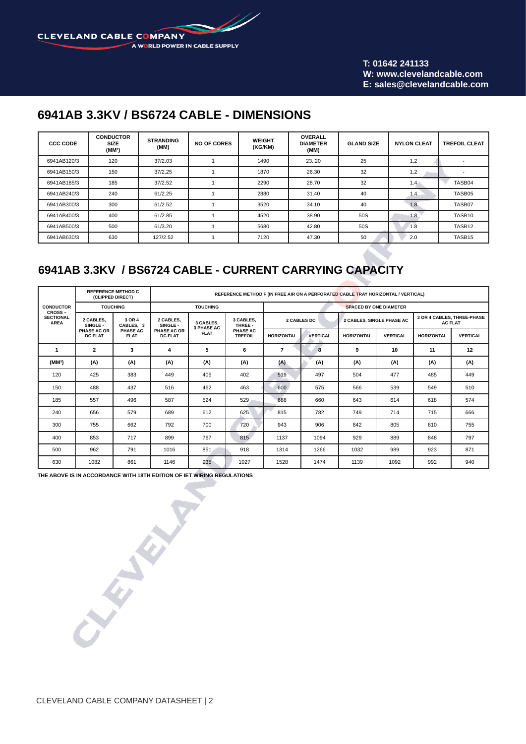## 6941AB 3.3KV / BS6724 CABLE - DIMENSIONS

| CCC CODE | CONDUCTOR SIZE ($MM^2$) | STRANDING (MM) | NO OF CORES | WEIGHT (KG/KM) | OVERALL DIAMETER (MM) | GLAND SIZE | NYLON CLEAT | TREFOIL CLEAT |
|---|---|---|---|---|---|---|---|---|
| 6941AB120/3 | 120 | 37/2.03 | 1 | 1490 | 23..20 | 25 | 1.2 | - |
| 6941AB150/3 | 150 | 37/2.25 | 1 | 1870 | 26.30 | 32 | 1.2 | - |
| 6941AB185/3 | 185 | 37/2.52 | 1 | 2290 | 28.70 | 32 | 1.4 | TASB04 |
| 6941AB240/3 | 240 | 61/2.25 | 1 | 2880 | 31.40 | 40 | 1.4 | TASB05 |
| 6941AB300/3 | 300 | 61/2.52 | 1 | 3520 | 34.10 | 40 | 1.8 | TASB07 |
| 6941AB400/3 | 400 | 61/2.85 | 1 | 4520 | 38.90 | 50S | 1.8 | TASB10 |
| 6941AB500/3 | 500 | 61/3.20 | 1 | 5680 | 42.80 | 50S | 1.8 | TASB12 |
| 6941AB630/3 | 630 | 127/2.52 | 1 | 7120 | 47.30 | 50 | 2.0 | TASB15 |

## 6941AB 3.3KV / BS6724 CABLE - CURRENT CARRYING CAPACITY

| CONDUCTOR CROSS – SECTIONAL AREA | REFERENCE METHOD C (CLIPPED DIRECT) | | REFERENCE METHOD F (IN FREE AIR ON A PERFORATED CABLE TRAY HORIZONTAL / VERTICAL) | | | | | | | | |
|---|---|---|---|---|---|---|---|---|---|---|---|
| | TOUCHING | | TOUCHING | | | SPACED BY ONE DIAMETER | | | | | |
| | 2 CABLES, SINGLE - PHASE AC OR DC FLAT | 3 OR 4 CABLES, 3 PHASE AC FLAT | 2 CABLES, SINGLE - PHASE AC OR DC FLAT | 3 CABLES, 3 PHASE AC FLAT | 3 CABLES, THREE - PHASE AC TREFOIL | 2 CABLES DC | | 2 CABLES, SINGLE PHASE AC | | 3 OR 4 CABLES, THREE-PHASE AC FLAT | |
| | | | | | | HORIZONTAL | VERTICAL | HORIZONTAL | VERTICAL | HORIZONTAL | VERTICAL |
| 1 | 2 | 3 | 4 | 5 | 6 | 7 | 8 | 9 | 10 | 11 | 12 |
| ($MM^2$) | (A) | (A) | (A) | (A) | (A) | (A) | (A) | (A) | (A) | (A) | (A) |
| 120 | 425 | 383 | 449 | 405 | 402 | 519 | 497 | 504 | 477 | 485 | 449 |
| 150 | 488 | 437 | 516 | 462 | 463 | 600 | 575 | 566 | 539 | 549 | 510 |
| 185 | 557 | 496 | 587 | 524 | 529 | 688 | 660 | 643 | 614 | 618 | 574 |
| 240 | 656 | 579 | 689 | 612 | 625 | 815 | 782 | 749 | 714 | 715 | 666 |
| 300 | 755 | 662 | 792 | 700 | 720 | 943 | 906 | 842 | 805 | 810 | 755 |
| 400 | 853 | 717 | 899 | 767 | 815 | 1137 | 1094 | 929 | 889 | 848 | 797 |
| 500 | 962 | 791 | 1016 | 851 | 918 | 1314 | 1266 | 1032 | 989 | 923 | 871 |
| 630 | 1082 | 861 | 1146 | 935 | 1027 | 1528 | 1474 | 1139 | 1092 | 992 | 940 |

THE ABOVE IS IN ACCORDANCE WITH 18TH EDITION OF IET WIRING REGULATIONS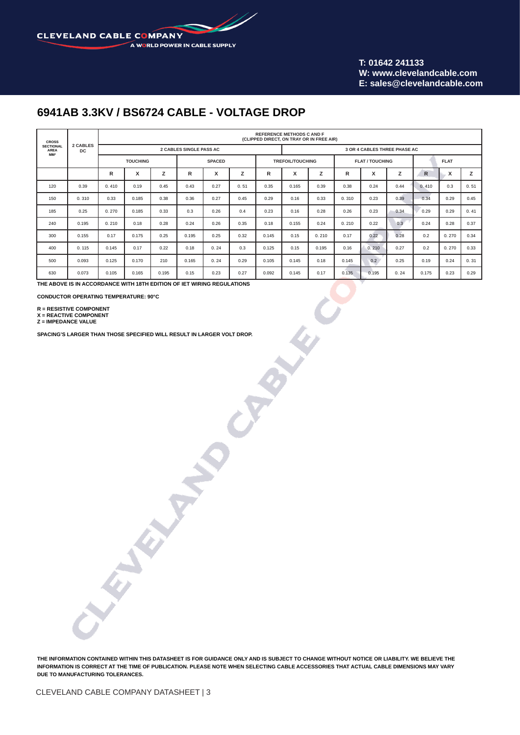## 6941AB 3.3KV / BS6724 CABLE - VOLTAGE DROP

| CROSS SECTIONAL AREA MM² | 2 CABLES DC | REFERENCE METHODS C AND F (CLIPPED DIRECT, ON TRAY OR IN FREE AIR) | | | | | | | | | | | | | | |
|---|---|---|---|---|---|---|---|---|---|---|---|---|---|---|---|---|
| | | 2 CABLES SINGLE PASS AC | | | | | | 3 OR 4 CABLES THREE PHASE AC | | | | | | | | |
| | | TOUCHING | | | SPACED | | | TREFOIL/TOUCHING | | | FLAT / TOUCHING | | | FLAT | | |
| | | R | X | Z | R | X | Z | R | X | Z | R | X | Z | R | X | Z |
| 120 | 0.39 | 0. 410 | 0.19 | 0.45 | 0.43 | 0.27 | 0. 51 | 0.35 | 0.165 | 0.39 | 0.38 | 0.24 | 0.44 | 0. 410 | 0.3 | 0. 51 |
| 150 | 0. 310 | 0.33 | 0.185 | 0.38 | 0.36 | 0.27 | 0.45 | 0.29 | 0.16 | 0.33 | 0. 310 | 0.23 | 0.39 | 0.34 | 0.29 | 0.45 |
| 185 | 0.25 | 0. 270 | 0.185 | 0.33 | 0.3 | 0.26 | 0.4 | 0.23 | 0.16 | 0.28 | 0.26 | 0.23 | 0.34 | 0.29 | 0.29 | 0. 41 |
| 240 | 0.195 | 0. 210 | 0.18 | 0.28 | 0.24 | 0.26 | 0.35 | 0.18 | 0.155 | 0.24 | 0. 210 | 0.22 | 0.3 | 0.24 | 0.28 | 0.37 |
| 300 | 0.155 | 0.17 | 0.175 | 0.25 | 0.195 | 0.25 | 0.32 | 0.145 | 0.15 | 0. 210 | 0.17 | 0.22 | 0.28 | 0.2 | 0. 270 | 0.34 |
| 400 | 0. 115 | 0.145 | 0.17 | 0.22 | 0.18 | 0. 24 | 0.3 | 0.125 | 0.15 | 0.195 | 0.16 | 0. 210 | 0.27 | 0.2 | 0. 270 | 0.33 |
| 500 | 0.093 | 0.125 | 0.170 | 210 | 0.165 | 0. 24 | 0.29 | 0.105 | 0.145 | 0.18 | 0.145 | 0.2 | 0.25 | 0.19 | 0.24 | 0. 31 |
| 630 | 0.073 | 0.105 | 0.165 | 0.195 | 0.15 | 0.23 | 0.27 | 0.092 | 0.145 | 0.17 | 0.135 | 0.195 | 0. 24 | 0.175 | 0.23 | 0.29 |

**THE ABOVE IS IN ACCORDANCE WITH 18TH EDITION OF IET WIRING REGULATIONS**

**CONDUCTOR OPERATING TEMPERATURE: 90°C**

**R = RESISTIVE COMPONENT**
**X = REACTIVE COMPONENT**
**Z = IMPEDANCE VALUE**

**SPACING'S LARGER THAN THOSE SPECIFIED WILL RESULT IN LARGER VOLT DROP.**

**THE INFORMATION CONTAINED WITHIN THIS DATASHEET IS FOR GUIDANCE ONLY AND IS SUBJECT TO CHANGE WITHOUT NOTICE OR LIABILITY. WE BELIEVE THE INFORMATION IS CORRECT AT THE TIME OF PUBLICATION. PLEASE NOTE WHEN SELECTING CABLE ACCESSORIES THAT ACTUAL CABLE DIMENSIONS MAY VARY DUE TO MANUFACTURING TOLERANCES.**